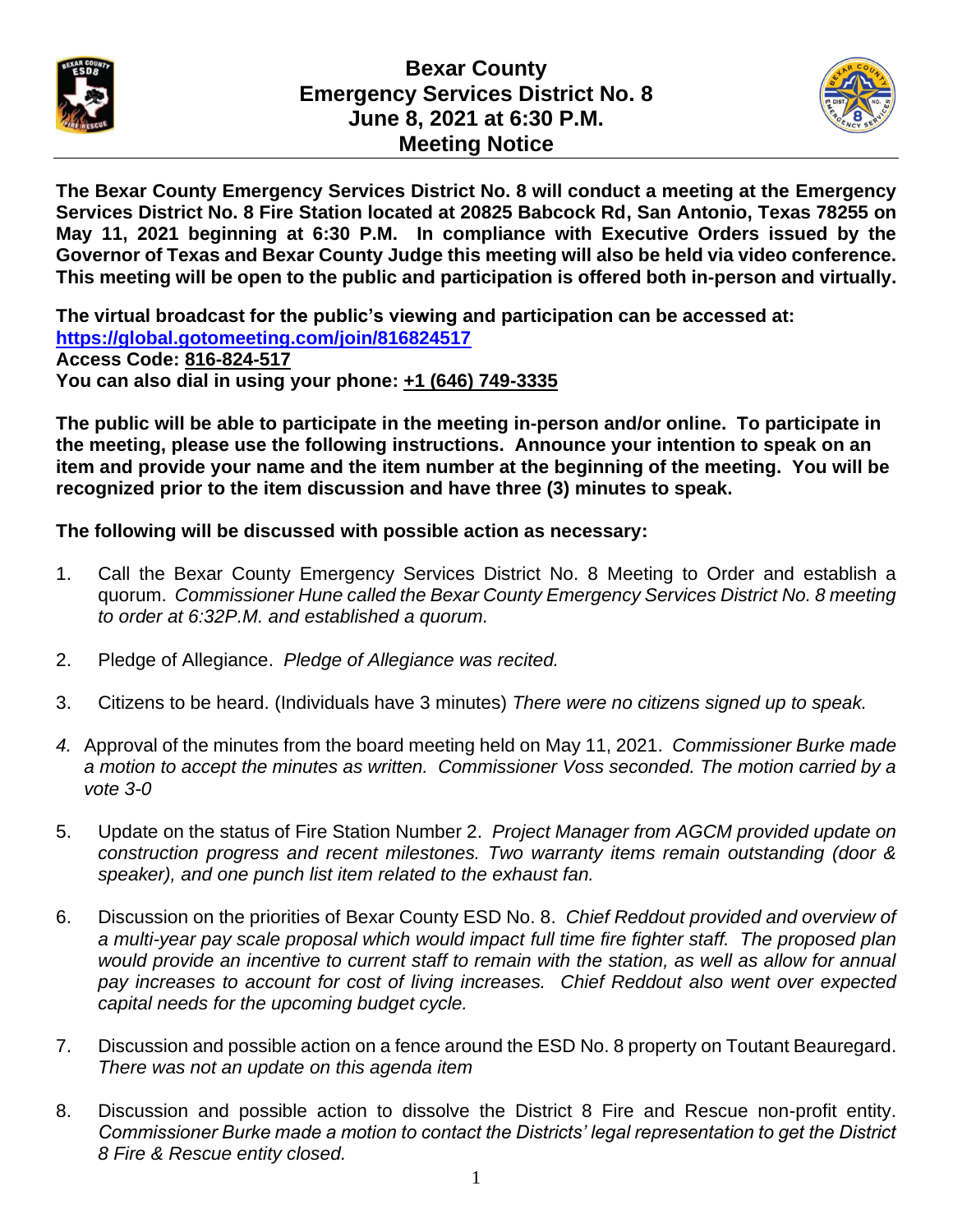# Bexar County
# Emergency Services District No. 8
# June 8, 2021 at 6:30 P.M.
# Meeting Notice

**The Bexar County Emergency Services District No. 8 will conduct a meeting at the Emergency Services District No. 8 Fire Station located at 20825 Babcock Rd, San Antonio, Texas 78255 on May 11, 2021 beginning at 6:30 P.M. In compliance with Executive Orders issued by the Governor of Texas and Bexar County Judge this meeting will also be held via video conference. This meeting will be open to the public and participation is offered both in-person and virtually.**

**The virtual broadcast for the public's viewing and participation can be accessed at:**
**https://global.gotomeeting.com/join/816824517**
**Access Code: 816-824-517**
**You can also dial in using your phone: +1 (646) 749-3335**

**The public will be able to participate in the meeting in-person and/or online. To participate in the meeting, please use the following instructions. Announce your intention to speak on an item and provide your name and the item number at the beginning of the meeting. You will be recognized prior to the item discussion and have three (3) minutes to speak.**

**The following will be discussed with possible action as necessary:**

1. Call the Bexar County Emergency Services District No. 8 Meeting to Order and establish a quorum. *Commissioner Hune called the Bexar County Emergency Services District No. 8 meeting to order at 6:32P.M. and established a quorum.*

2. Pledge of Allegiance. *Pledge of Allegiance was recited.*

3. Citizens to be heard. (Individuals have 3 minutes) *There were no citizens signed up to speak.*

4. Approval of the minutes from the board meeting held on May 11, 2021. *Commissioner Burke made a motion to accept the minutes as written. Commissioner Voss seconded. The motion carried by a vote 3-0*

5. Update on the status of Fire Station Number 2. *Project Manager from AGCM provided update on construction progress and recent milestones. Two warranty items remain outstanding (door & speaker), and one punch list item related to the exhaust fan.*

6. Discussion on the priorities of Bexar County ESD No. 8. *Chief Reddout provided and overview of a multi-year pay scale proposal which would impact full time fire fighter staff. The proposed plan would provide an incentive to current staff to remain with the station, as well as allow for annual pay increases to account for cost of living increases. Chief Reddout also went over expected capital needs for the upcoming budget cycle.*

7. Discussion and possible action on a fence around the ESD No. 8 property on Toutant Beauregard. *There was not an update on this agenda item*

8. Discussion and possible action to dissolve the District 8 Fire and Rescue non-profit entity. *Commissioner Burke made a motion to contact the Districts' legal representation to get the District 8 Fire & Rescue entity closed.*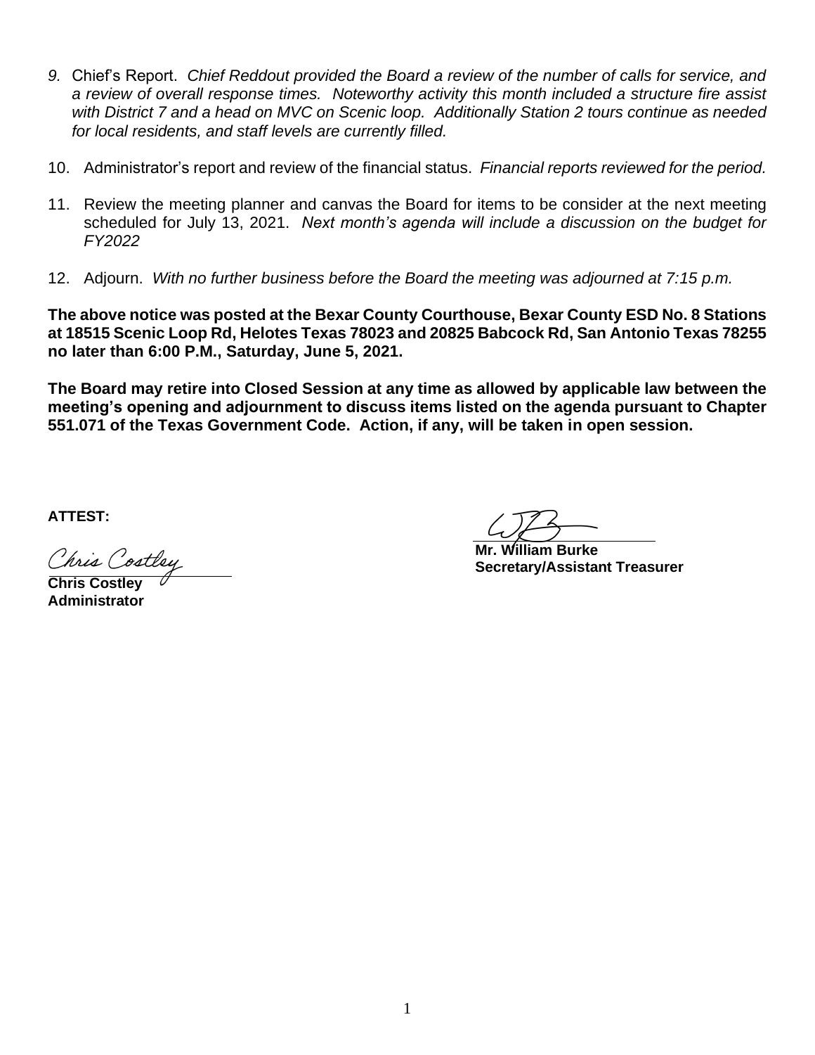9. Chief's Report. *Chief Reddout provided the Board a review of the number of calls for service, and a review of overall response times. Noteworthy activity this month included a structure fire assist with District 7 and a head on MVC on Scenic loop. Additionally Station 2 tours continue as needed for local residents, and staff levels are currently filled.*

10. Administrator's report and review of the financial status. *Financial reports reviewed for the period.*

11. Review the meeting planner and canvas the Board for items to be consider at the next meeting scheduled for July 13, 2021. *Next month's agenda will include a discussion on the budget for FY2022*

12. Adjourn. *With no further business before the Board the meeting was adjourned at 7:15 p.m.*

**The above notice was posted at the Bexar County Courthouse, Bexar County ESD No. 8 Stations at 18515 Scenic Loop Rd, Helotes Texas 78023 and 20825 Babcock Rd, San Antonio Texas 78255 no later than 6:00 P.M., Saturday, June 5, 2021.**

**The Board may retire into Closed Session at any time as allowed by applicable law between the meeting's opening and adjournment to discuss items listed on the agenda pursuant to Chapter 551.071 of the Texas Government Code. Action, if any, will be taken in open session.**

**ATTEST:**

Chris Costley

**Chris Costley**
**Administrator**

**Mr. William Burke**
**Secretary/Assistant Treasurer**